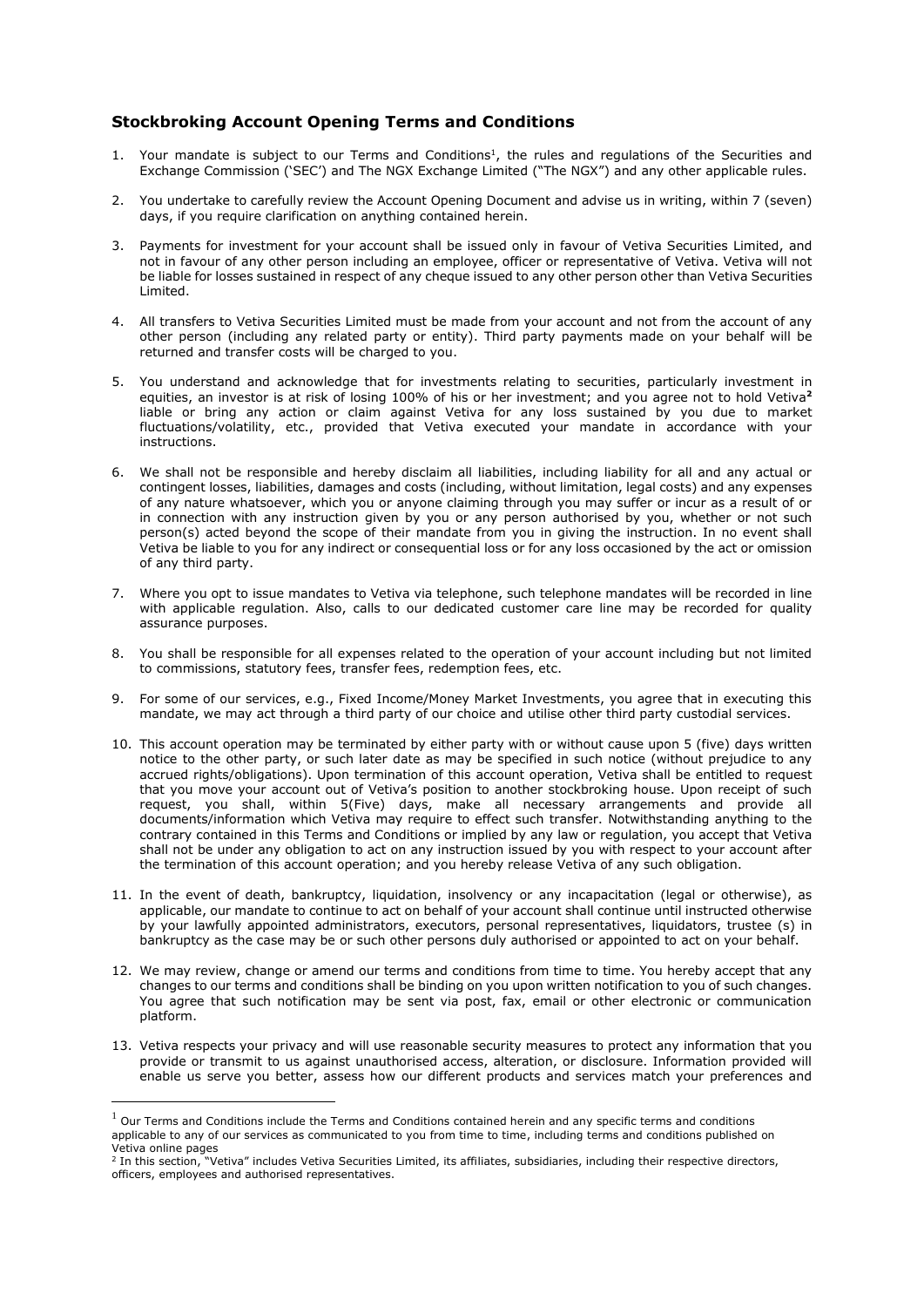## Stockbroking Account Opening Terms and Conditions

1. Your mandate is subject to our Terms and Conditions[1], the rules and regulations of the Securities and Exchange Commission ('SEC') and The NGX Exchange Limited ("The NGX") and any other applicable rules.

2. You undertake to carefully review the Account Opening Document and advise us in writing, within 7 (seven) days, if you require clarification on anything contained herein.

3. Payments for investment for your account shall be issued only in favour of Vetiva Securities Limited, and not in favour of any other person including an employee, officer or representative of Vetiva. Vetiva will not be liable for losses sustained in respect of any cheque issued to any other person other than Vetiva Securities Limited.

4. All transfers to Vetiva Securities Limited must be made from your account and not from the account of any other person (including any related party or entity). Third party payments made on your behalf will be returned and transfer costs will be charged to you.

5. You understand and acknowledge that for investments relating to securities, particularly investment in equities, an investor is at risk of losing 100% of his or her investment; and you agree not to hold Vetiva[2] liable or bring any action or claim against Vetiva for any loss sustained by you due to market fluctuations/volatility, etc., provided that Vetiva executed your mandate in accordance with your instructions.

6. We shall not be responsible and hereby disclaim all liabilities, including liability for all and any actual or contingent losses, liabilities, damages and costs (including, without limitation, legal costs) and any expenses of any nature whatsoever, which you or anyone claiming through you may suffer or incur as a result of or in connection with any instruction given by you or any person authorised by you, whether or not such person(s) acted beyond the scope of their mandate from you in giving the instruction. In no event shall Vetiva be liable to you for any indirect or consequential loss or for any loss occasioned by the act or omission of any third party.

7. Where you opt to issue mandates to Vetiva via telephone, such telephone mandates will be recorded in line with applicable regulation. Also, calls to our dedicated customer care line may be recorded for quality assurance purposes.

8. You shall be responsible for all expenses related to the operation of your account including but not limited to commissions, statutory fees, transfer fees, redemption fees, etc.

9. For some of our services, e.g., Fixed Income/Money Market Investments, you agree that in executing this mandate, we may act through a third party of our choice and utilise other third party custodial services.

10. This account operation may be terminated by either party with or without cause upon 5 (five) days written notice to the other party, or such later date as may be specified in such notice (without prejudice to any accrued rights/obligations). Upon termination of this account operation, Vetiva shall be entitled to request that you move your account out of Vetiva's position to another stockbroking house. Upon receipt of such request, you shall, within 5(Five) days, make all necessary arrangements and provide all documents/information which Vetiva may require to effect such transfer. Notwithstanding anything to the contrary contained in this Terms and Conditions or implied by any law or regulation, you accept that Vetiva shall not be under any obligation to act on any instruction issued by you with respect to your account after the termination of this account operation; and you hereby release Vetiva of any such obligation.

11. In the event of death, bankruptcy, liquidation, insolvency or any incapacitation (legal or otherwise), as applicable, our mandate to continue to act on behalf of your account shall continue until instructed otherwise by your lawfully appointed administrators, executors, personal representatives, liquidators, trustee (s) in bankruptcy as the case may be or such other persons duly authorised or appointed to act on your behalf.

12. We may review, change or amend our terms and conditions from time to time. You hereby accept that any changes to our terms and conditions shall be binding on you upon written notification to you of such changes. You agree that such notification may be sent via post, fax, email or other electronic or communication platform.

13. Vetiva respects your privacy and will use reasonable security measures to protect any information that you provide or transmit to us against unauthorised access, alteration, or disclosure. Information provided will enable us serve you better, assess how our different products and services match your preferences and

---

[1] Our Terms and Conditions include the Terms and Conditions contained herein and any specific terms and conditions applicable to any of our services as communicated to you from time to time, including terms and conditions published on Vetiva online pages

[2] In this section, "Vetiva" includes Vetiva Securities Limited, its affiliates, subsidiaries, including their respective directors, officers, employees and authorised representatives.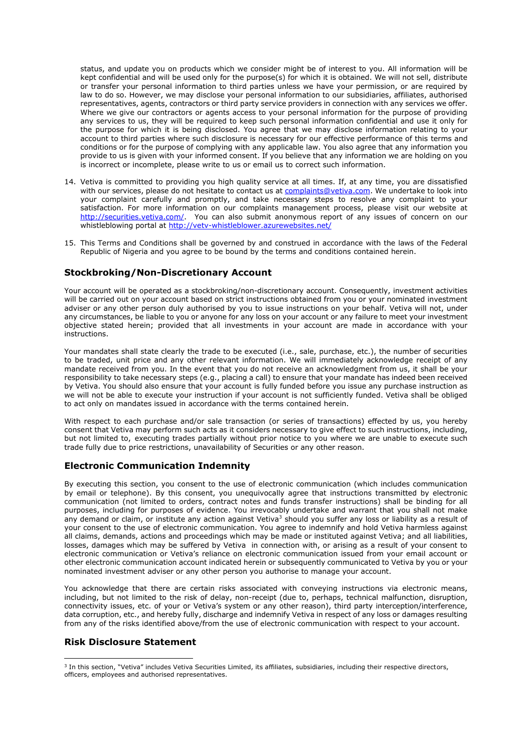status, and update you on products which we consider might be of interest to you. All information will be kept confidential and will be used only for the purpose(s) for which it is obtained. We will not sell, distribute or transfer your personal information to third parties unless we have your permission, or are required by law to do so. However, we may disclose your personal information to our subsidiaries, affiliates, authorised representatives, agents, contractors or third party service providers in connection with any services we offer. Where we give our contractors or agents access to your personal information for the purpose of providing any services to us, they will be required to keep such personal information confidential and use it only for the purpose for which it is being disclosed. You agree that we may disclose information relating to your account to third parties where such disclosure is necessary for our effective performance of this terms and conditions or for the purpose of complying with any applicable law. You also agree that any information you provide to us is given with your informed consent. If you believe that any information we are holding on you is incorrect or incomplete, please write to us or email us to correct such information.

14. Vetiva is committed to providing you high quality service at all times. If, at any time, you are dissatisfied with our services, please do not hesitate to contact us at complaints@vetiva.com. We undertake to look into your complaint carefully and promptly, and take necessary steps to resolve any complaint to your satisfaction. For more information on our complaints management process, please visit our website at http://securities.vetiva.com/. You can also submit anonymous report of any issues of concern on our whistleblowing portal at http://vetv-whistleblower.azurewebsites.net/

15. This Terms and Conditions shall be governed by and construed in accordance with the laws of the Federal Republic of Nigeria and you agree to be bound by the terms and conditions contained herein.

## Stockbroking/Non-Discretionary Account

Your account will be operated as a stockbroking/non-discretionary account. Consequently, investment activities will be carried out on your account based on strict instructions obtained from you or your nominated investment adviser or any other person duly authorised by you to issue instructions on your behalf. Vetiva will not, under any circumstances, be liable to you or anyone for any loss on your account or any failure to meet your investment objective stated herein; provided that all investments in your account are made in accordance with your instructions.

Your mandates shall state clearly the trade to be executed (i.e., sale, purchase, etc.), the number of securities to be traded, unit price and any other relevant information. We will immediately acknowledge receipt of any mandate received from you. In the event that you do not receive an acknowledgment from us, it shall be your responsibility to take necessary steps (e.g., placing a call) to ensure that your mandate has indeed been received by Vetiva. You should also ensure that your account is fully funded before you issue any purchase instruction as we will not be able to execute your instruction if your account is not sufficiently funded. Vetiva shall be obliged to act only on mandates issued in accordance with the terms contained herein.

With respect to each purchase and/or sale transaction (or series of transactions) effected by us, you hereby consent that Vetiva may perform such acts as it considers necessary to give effect to such instructions, including, but not limited to, executing trades partially without prior notice to you where we are unable to execute such trade fully due to price restrictions, unavailability of Securities or any other reason.

## Electronic Communication Indemnity

By executing this section, you consent to the use of electronic communication (which includes communication by email or telephone). By this consent, you unequivocally agree that instructions transmitted by electronic communication (not limited to orders, contract notes and funds transfer instructions) shall be binding for all purposes, including for purposes of evidence. You irrevocably undertake and warrant that you shall not make any demand or claim, or institute any action against Vetiva[3] should you suffer any loss or liability as a result of your consent to the use of electronic communication. You agree to indemnify and hold Vetiva harmless against all claims, demands, actions and proceedings which may be made or instituted against Vetiva; and all liabilities, losses, damages which may be suffered by Vetiva in connection with, or arising as a result of your consent to electronic communication or Vetiva's reliance on electronic communication issued from your email account or other electronic communication account indicated herein or subsequently communicated to Vetiva by you or your nominated investment adviser or any other person you authorise to manage your account.

You acknowledge that there are certain risks associated with conveying instructions via electronic means, including, but not limited to the risk of delay, non-receipt (due to, perhaps, technical malfunction, disruption, connectivity issues, etc. of your or Vetiva's system or any other reason), third party interception/interference, data corruption, etc., and hereby fully, discharge and indemnify Vetiva in respect of any loss or damages resulting from any of the risks identified above/from the use of electronic communication with respect to your account.

## Risk Disclosure Statement

[3] In this section, "Vetiva" includes Vetiva Securities Limited, its affiliates, subsidiaries, including their respective directors, officers, employees and authorised representatives.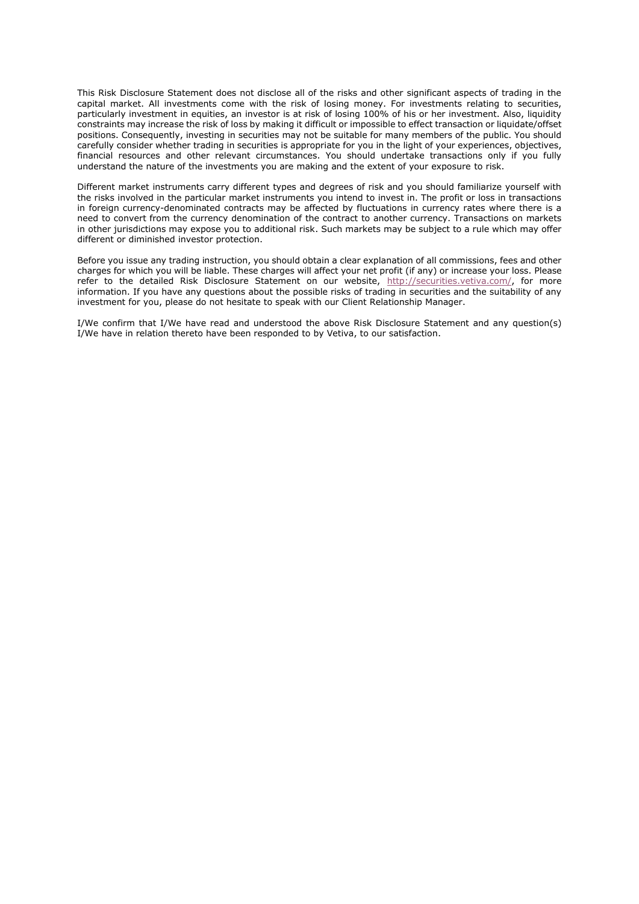This Risk Disclosure Statement does not disclose all of the risks and other significant aspects of trading in the capital market. All investments come with the risk of losing money. For investments relating to securities, particularly investment in equities, an investor is at risk of losing 100% of his or her investment. Also, liquidity constraints may increase the risk of loss by making it difficult or impossible to effect transaction or liquidate/offset positions. Consequently, investing in securities may not be suitable for many members of the public. You should carefully consider whether trading in securities is appropriate for you in the light of your experiences, objectives, financial resources and other relevant circumstances. You should undertake transactions only if you fully understand the nature of the investments you are making and the extent of your exposure to risk.

Different market instruments carry different types and degrees of risk and you should familiarize yourself with the risks involved in the particular market instruments you intend to invest in. The profit or loss in transactions in foreign currency-denominated contracts may be affected by fluctuations in currency rates where there is a need to convert from the currency denomination of the contract to another currency. Transactions on markets in other jurisdictions may expose you to additional risk. Such markets may be subject to a rule which may offer different or diminished investor protection.

Before you issue any trading instruction, you should obtain a clear explanation of all commissions, fees and other charges for which you will be liable. These charges will affect your net profit (if any) or increase your loss. Please refer to the detailed Risk Disclosure Statement on our website, http://securities.vetiva.com/, for more information. If you have any questions about the possible risks of trading in securities and the suitability of any investment for you, please do not hesitate to speak with our Client Relationship Manager.

I/We confirm that I/We have read and understood the above Risk Disclosure Statement and any question(s) I/We have in relation thereto have been responded to by Vetiva, to our satisfaction.